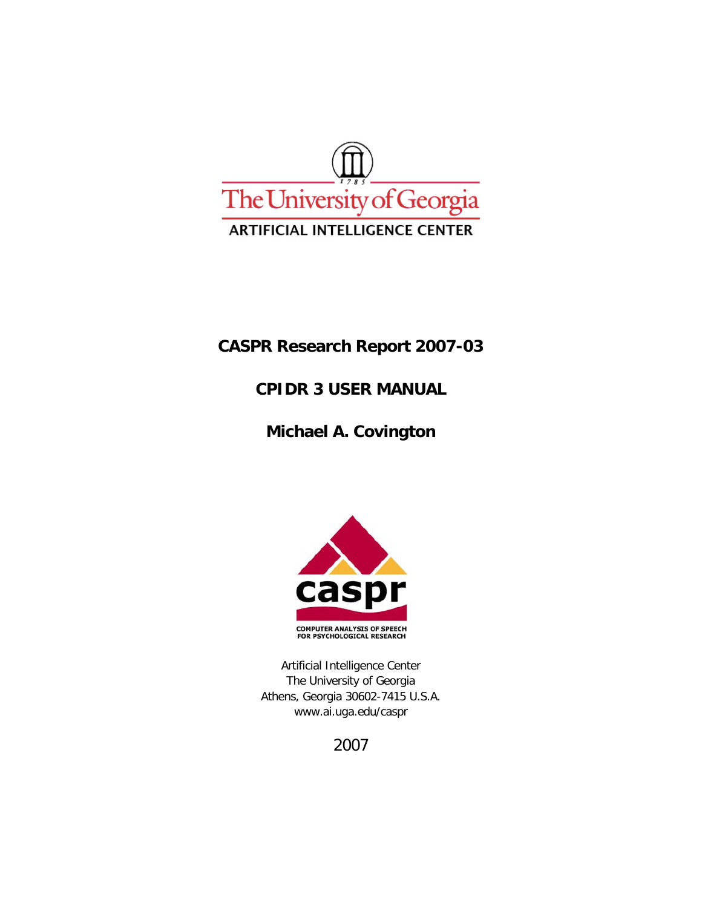The University of Georgia

ARTIFICIAL INTELLIGENCE CENTER

# CASPR Research Report 2007-03

# CPIDR 3 USER MANUAL

**Michael A. Covington**

caspr

COMPUTER ANALYSIS OF SPEECH FOR PSYCHOLOGICAL RESEARCH

Artificial Intelligence Center
The University of Georgia
Athens, Georgia 30602-7415 U.S.A.
www.ai.uga.edu/caspr

2007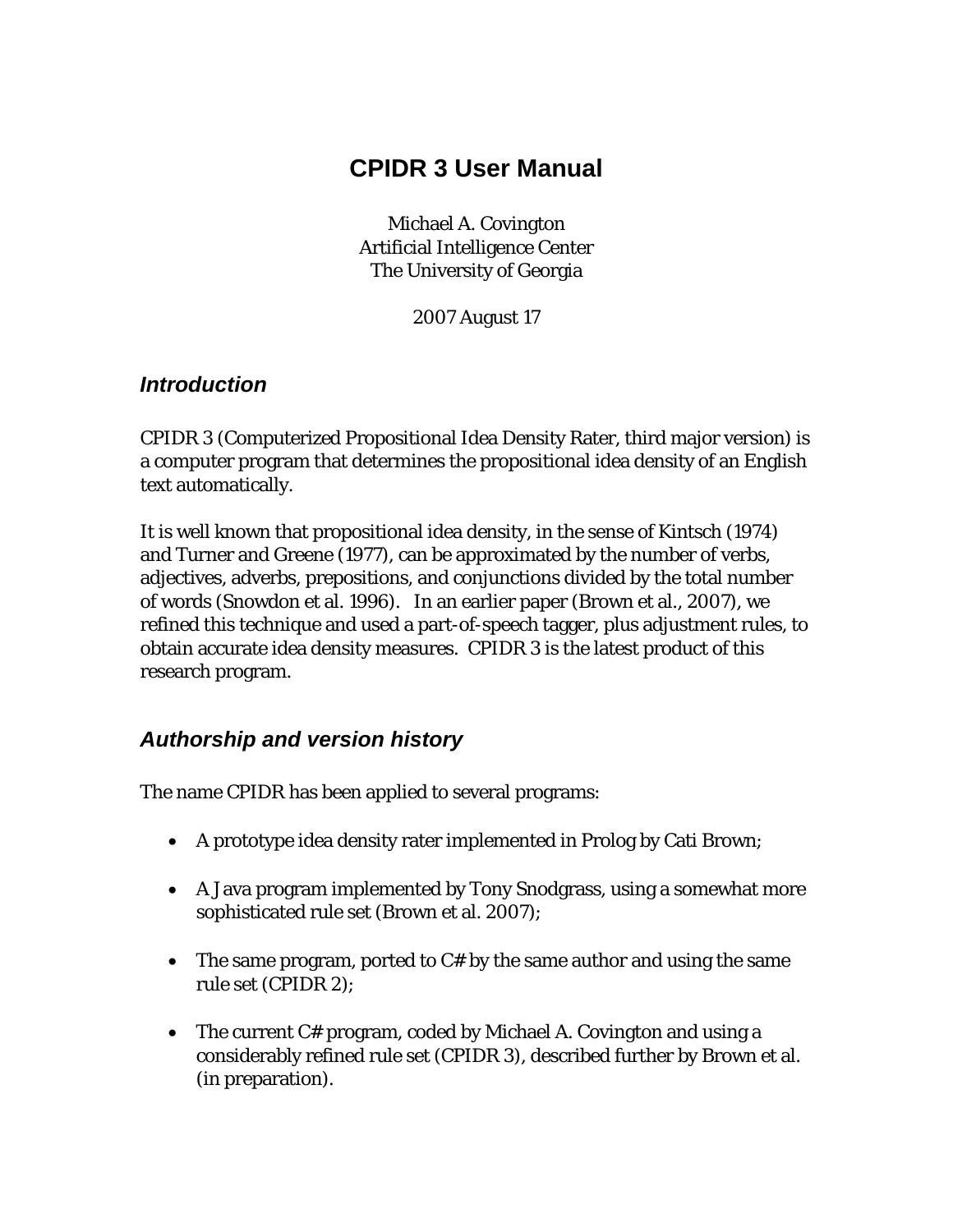# CPIDR 3 User Manual

Michael A. Covington
Artificial Intelligence Center
The University of Georgia

2007 August 17

## *Introduction*

CPIDR 3 (Computerized Propositional Idea Density Rater, third major version) is a computer program that determines the propositional idea density of an English text automatically.

It is well known that propositional idea density, in the sense of Kintsch (1974) and Turner and Greene (1977), can be approximated by the number of verbs, adjectives, adverbs, prepositions, and conjunctions divided by the total number of words (Snowdon et al. 1996). In an earlier paper (Brown et al., 2007), we refined this technique and used a part-of-speech tagger, plus adjustment rules, to obtain accurate idea density measures. CPIDR 3 is the latest product of this research program.

## *Authorship and version history*

The name CPIDR has been applied to several programs:

- A prototype idea density rater implemented in Prolog by Cati Brown;
- A Java program implemented by Tony Snodgrass, using a somewhat more sophisticated rule set (Brown et al. 2007);
- The same program, ported to C# by the same author and using the same rule set (CPIDR 2);
- The current C# program, coded by Michael A. Covington and using a considerably refined rule set (CPIDR 3), described further by Brown et al. (in preparation).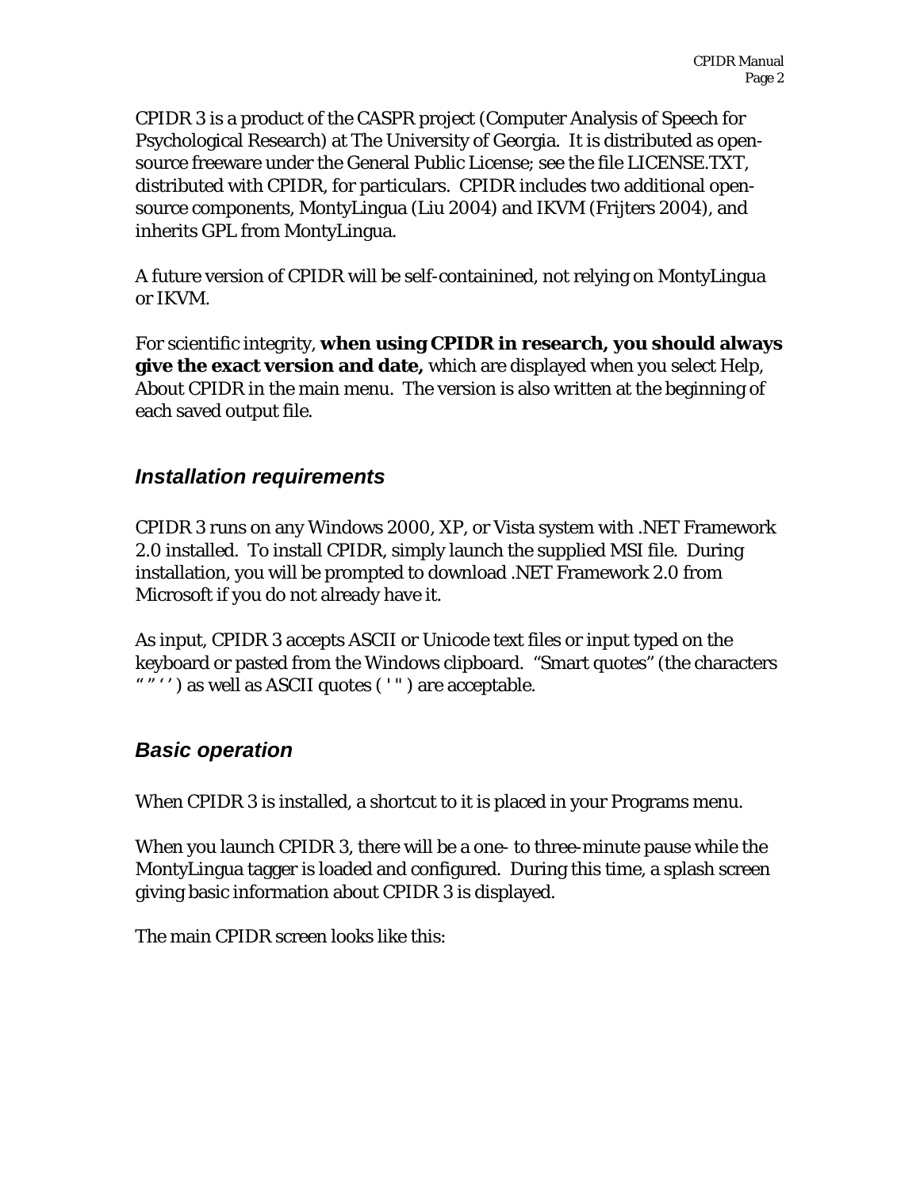CPIDR 3 is a product of the CASPR project (Computer Analysis of Speech for Psychological Research) at The University of Georgia. It is distributed as open-source freeware under the General Public License; see the file LICENSE.TXT, distributed with CPIDR, for particulars. CPIDR includes two additional open-source components, MontyLingua (Liu 2004) and IKVM (Frijters 2004), and inherits GPL from MontyLingua.

A future version of CPIDR will be self-containined, not relying on MontyLingua or IKVM.

For scientific integrity, **when using CPIDR in research, you should always give the exact version and date,** which are displayed when you select Help, About CPIDR in the main menu. The version is also written at the beginning of each saved output file.

## *Installation requirements*

CPIDR 3 runs on any Windows 2000, XP, or Vista system with .NET Framework 2.0 installed. To install CPIDR, simply launch the supplied MSI file. During installation, you will be prompted to download .NET Framework 2.0 from Microsoft if you do not already have it.

As input, CPIDR 3 accepts ASCII or Unicode text files or input typed on the keyboard or pasted from the Windows clipboard. "Smart quotes" (the characters " " ' ' ) as well as ASCII quotes ( ' " ) are acceptable.

## *Basic operation*

When CPIDR 3 is installed, a shortcut to it is placed in your Programs menu.

When you launch CPIDR 3, there will be a one- to three-minute pause while the MontyLingua tagger is loaded and configured. During this time, a splash screen giving basic information about CPIDR 3 is displayed.

The main CPIDR screen looks like this: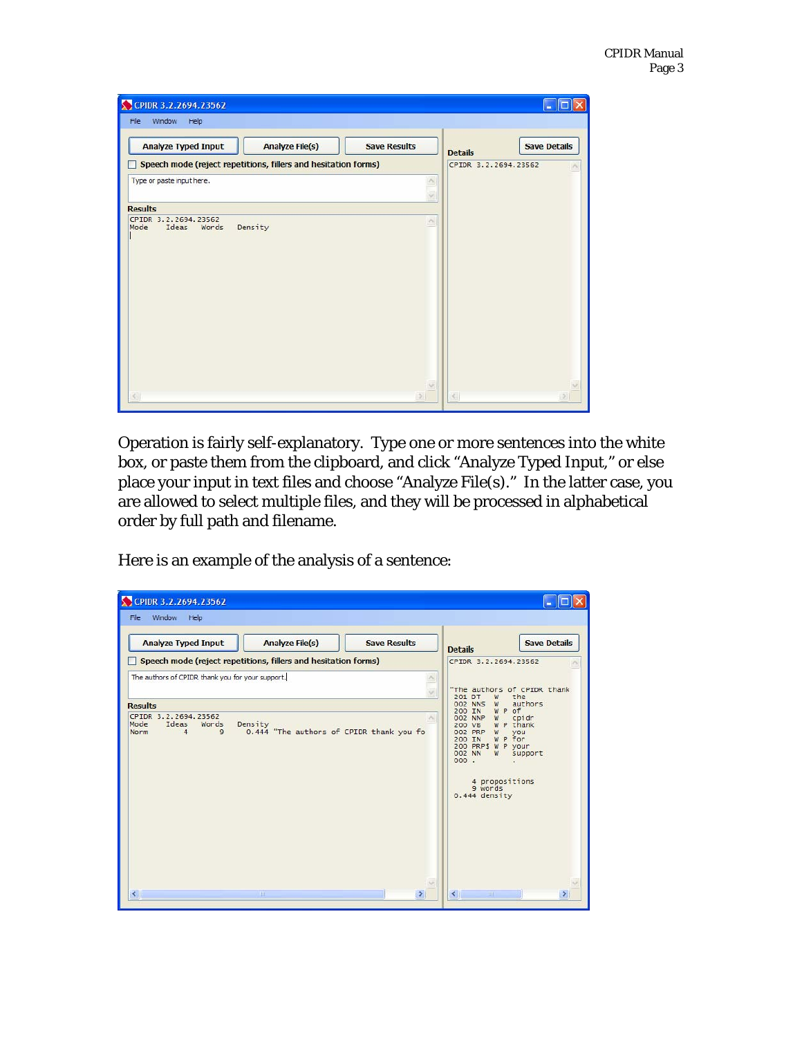Operation is fairly self-explanatory. Type one or more sentences into the white box, or paste them from the clipboard, and click "Analyze Typed Input," or else place your input in text files and choose "Analyze File(s)." In the latter case, you are allowed to select multiple files, and they will be processed in alphabetical order by full path and filename.

Here is an example of the analysis of a sentence: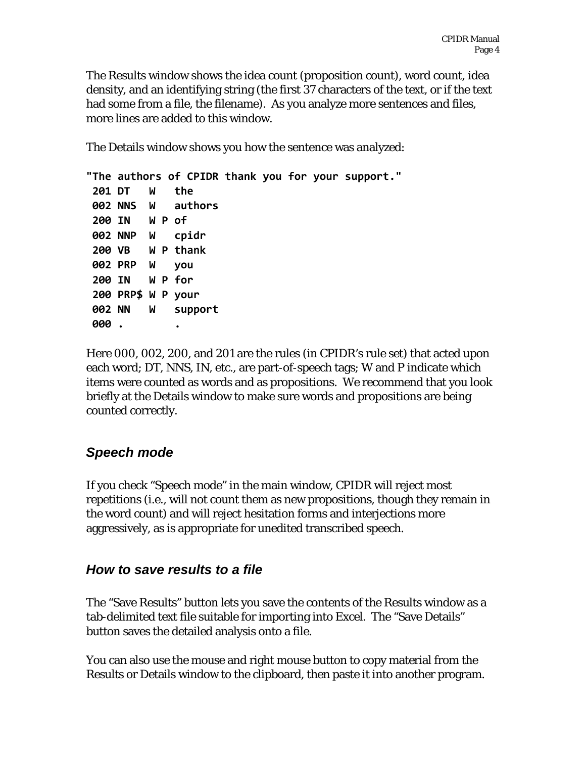The Results window shows the idea count (proposition count), word count, idea density, and an identifying string (the first 37 characters of the text, or if the text had some from a file, the filename). As you analyze more sentences and files, more lines are added to this window.

The Details window shows you how the sentence was analyzed:

```
"The authors of CPIDR thank you for your support."
 201 DT   W   the
 002 NNS  W   authors
 200 IN   W P of
 002 NNP  W   cpidr
 200 VB   W P thank
 002 PRP  W   you
 200 IN   W P for
 200 PRP$ W P your
 002 NN   W   support
 000 .        .
```

Here 000, 002, 200, and 201 are the rules (in CPIDR's rule set) that acted upon each word; DT, NNS, IN, etc., are part-of-speech tags; W and P indicate which items were counted as words and as propositions. We recommend that you look briefly at the Details window to make sure words and propositions are being counted correctly.

## *Speech mode*

If you check "Speech mode" in the main window, CPIDR will reject most repetitions (i.e., will not count them as new propositions, though they remain in the word count) and will reject hesitation forms and interjections more aggressively, as is appropriate for unedited transcribed speech.

## *How to save results to a file*

The "Save Results" button lets you save the contents of the Results window as a tab-delimited text file suitable for importing into Excel. The "Save Details" button saves the detailed analysis onto a file.

You can also use the mouse and right mouse button to copy material from the Results or Details window to the clipboard, then paste it into another program.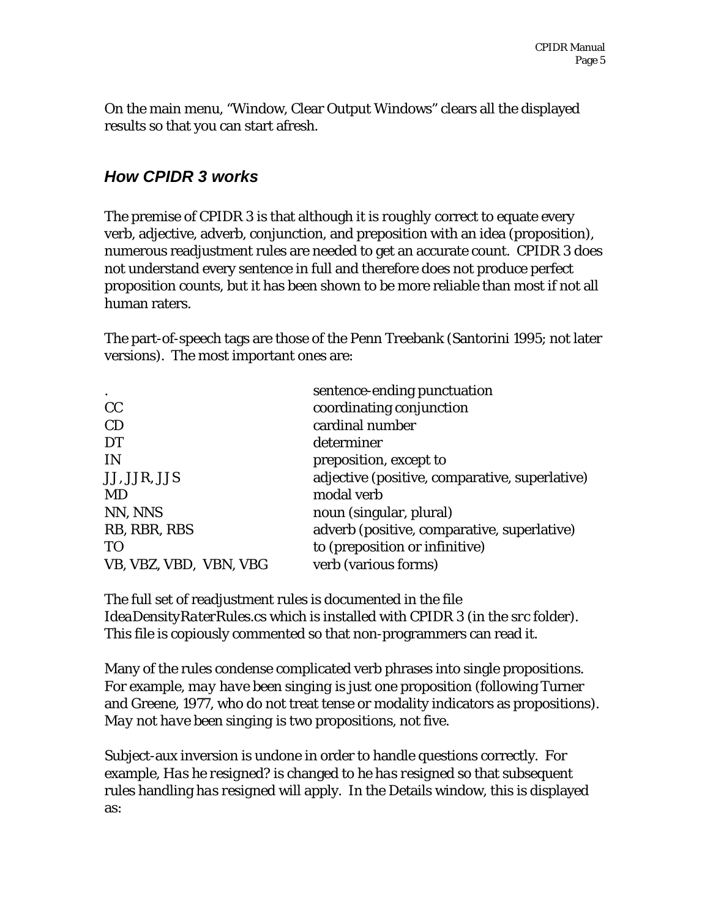On the main menu, "Window, Clear Output Windows" clears all the displayed results so that you can start afresh.

## *How CPIDR 3 works*

The premise of CPIDR 3 is that although it is roughly correct to equate every verb, adjective, adverb, conjunction, and preposition with an idea (proposition), numerous readjustment rules are needed to get an accurate count. CPIDR 3 does not understand every sentence in full and therefore does not produce perfect proposition counts, but it has been shown to be more reliable than most if not all human raters.

The part-of-speech tags are those of the Penn Treebank (Santorini 1995; not later versions). The most important ones are:

| | |
|---|---|
| . | sentence-ending punctuation |
| CC | coordinating conjunction |
| CD | cardinal number |
| DT | determiner |
| IN | preposition, except *to* |
| JJ, JJR, JJS | adjective (positive, comparative, superlative) |
| MD | modal verb |
| NN, NNS | noun (singular, plural) |
| RB, RBR, RBS | adverb (positive, comparative, superlative) |
| TO | *to* (preposition or infinitive) |
| VB, VBZ, VBD, VBN, VBG | verb (various forms) |

The full set of readjustment rules is documented in the file *IdeaDensityRaterRules.cs* which is installed with CPIDR 3 (in the *src* folder). This file is copiously commented so that non-programmers can read it.

Many of the rules condense complicated verb phrases into single propositions. For example, *may have been singing* is just one proposition (following Turner and Greene, 1977, who do not treat tense or modality indicators as propositions). *May not have been singing* is two propositions, not five.

Subject-aux inversion is undone in order to handle questions correctly. For example, *Has he resigned?* is changed to *he has resigned* so that subsequent rules handling *has resigned* will apply. In the Details window, this is displayed as: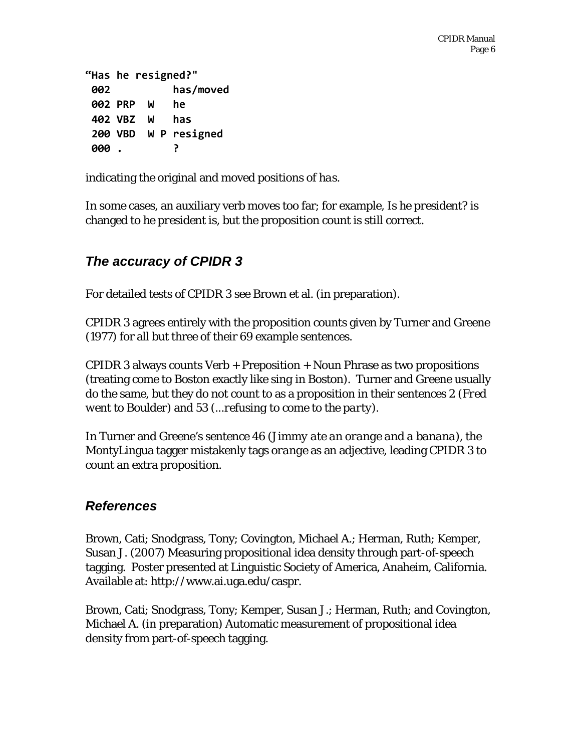```
"Has he resigned?"
 002          has/moved
 002 PRP  W   he
 402 VBZ  W   has
 200 VBD  W P resigned
 000 .        ?
```

indicating the original and moved positions of *has*.

In some cases, an auxiliary verb moves too far; for example, *Is he president?* is changed to *he president is*, but the proposition count is still correct.

## *The accuracy of CPIDR 3*

For detailed tests of CPIDR 3 see Brown et al. (in preparation).

CPIDR 3 agrees entirely with the proposition counts given by Turner and Greene (1977) for all but three of their 69 example sentences.

CPIDR 3 always counts Verb + Preposition + Noun Phrase as two propositions (treating *come to Boston* exactly like *sing in Boston*). Turner and Greene usually do the same, but they do not count *to* as a proposition in their sentences 2 (*Fred went to Boulder*) and 53 (*...refusing to come to the party*).

In Turner and Greene's sentence 46 (*Jimmy ate an orange and a banana*), the MontyLingua tagger mistakenly tags *orange* as an adjective, leading CPIDR 3 to count an extra proposition.

## *References*

Brown, Cati; Snodgrass, Tony; Covington, Michael A.; Herman, Ruth; Kemper, Susan J. (2007) Measuring propositional idea density through part-of-speech tagging. Poster presented at Linguistic Society of America, Anaheim, California. Available at: http://www.ai.uga.edu/caspr.

Brown, Cati; Snodgrass, Tony; Kemper, Susan J.; Herman, Ruth; and Covington, Michael A. (in preparation) Automatic measurement of propositional idea density from part-of-speech tagging.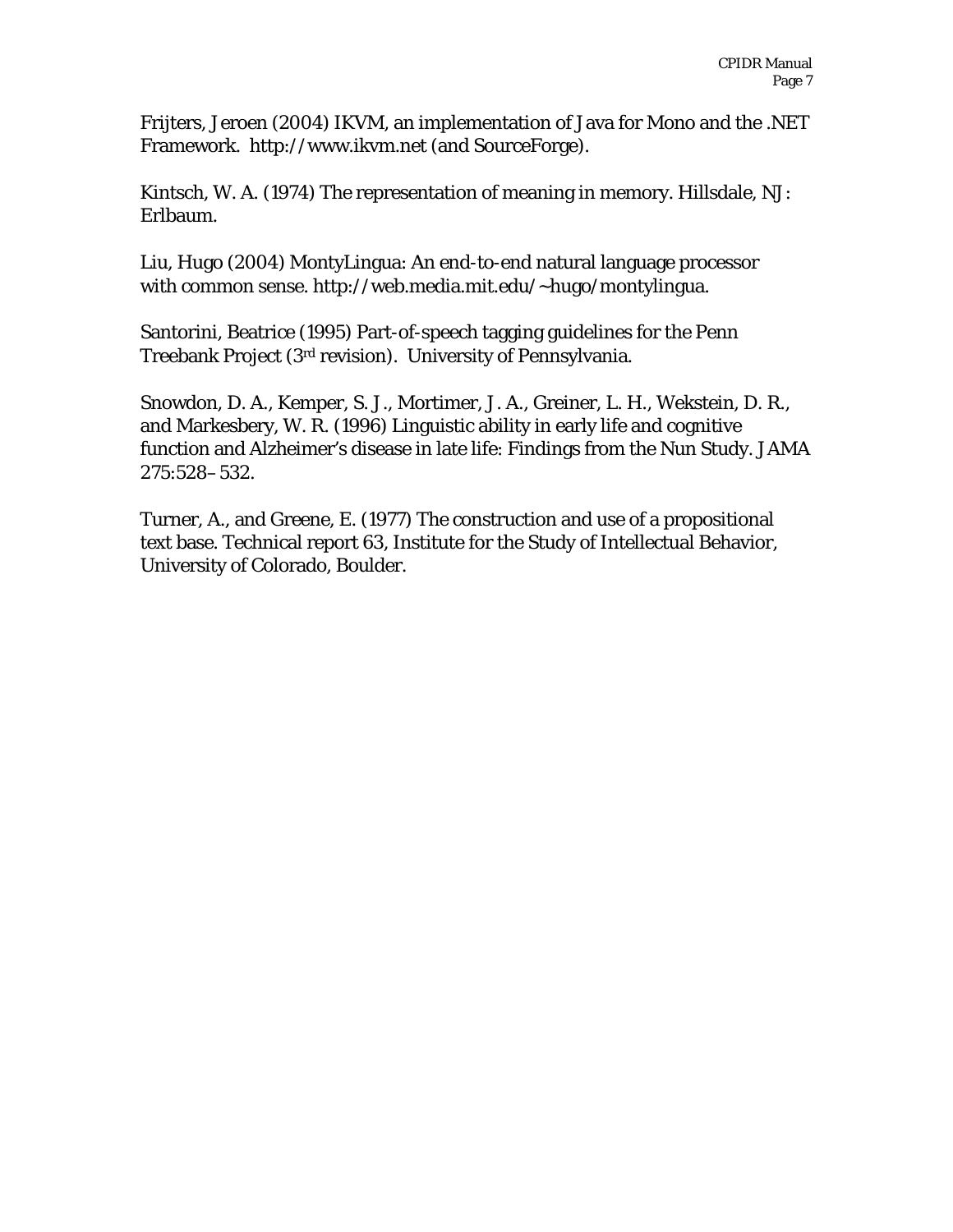Frijters, Jeroen (2004) IKVM, an implementation of Java for Mono and the .NET Framework. http://www.ikvm.net (and SourceForge).

Kintsch, W. A. (1974) The representation of meaning in memory. Hillsdale, NJ: Erlbaum.

Liu, Hugo (2004) MontyLingua: An end-to-end natural language processor with common sense. http://web.media.mit.edu/~hugo/montylingua.

Santorini, Beatrice (1995) Part-of-speech tagging guidelines for the Penn Treebank Project (3rd revision). University of Pennsylvania.

Snowdon, D. A., Kemper, S. J., Mortimer, J. A., Greiner, L. H., Wekstein, D. R., and Markesbery, W. R. (1996) Linguistic ability in early life and cognitive function and Alzheimer's disease in late life: Findings from the Nun Study. JAMA 275:528–532.

Turner, A., and Greene, E. (1977) The construction and use of a propositional text base. Technical report 63, Institute for the Study of Intellectual Behavior, University of Colorado, Boulder.